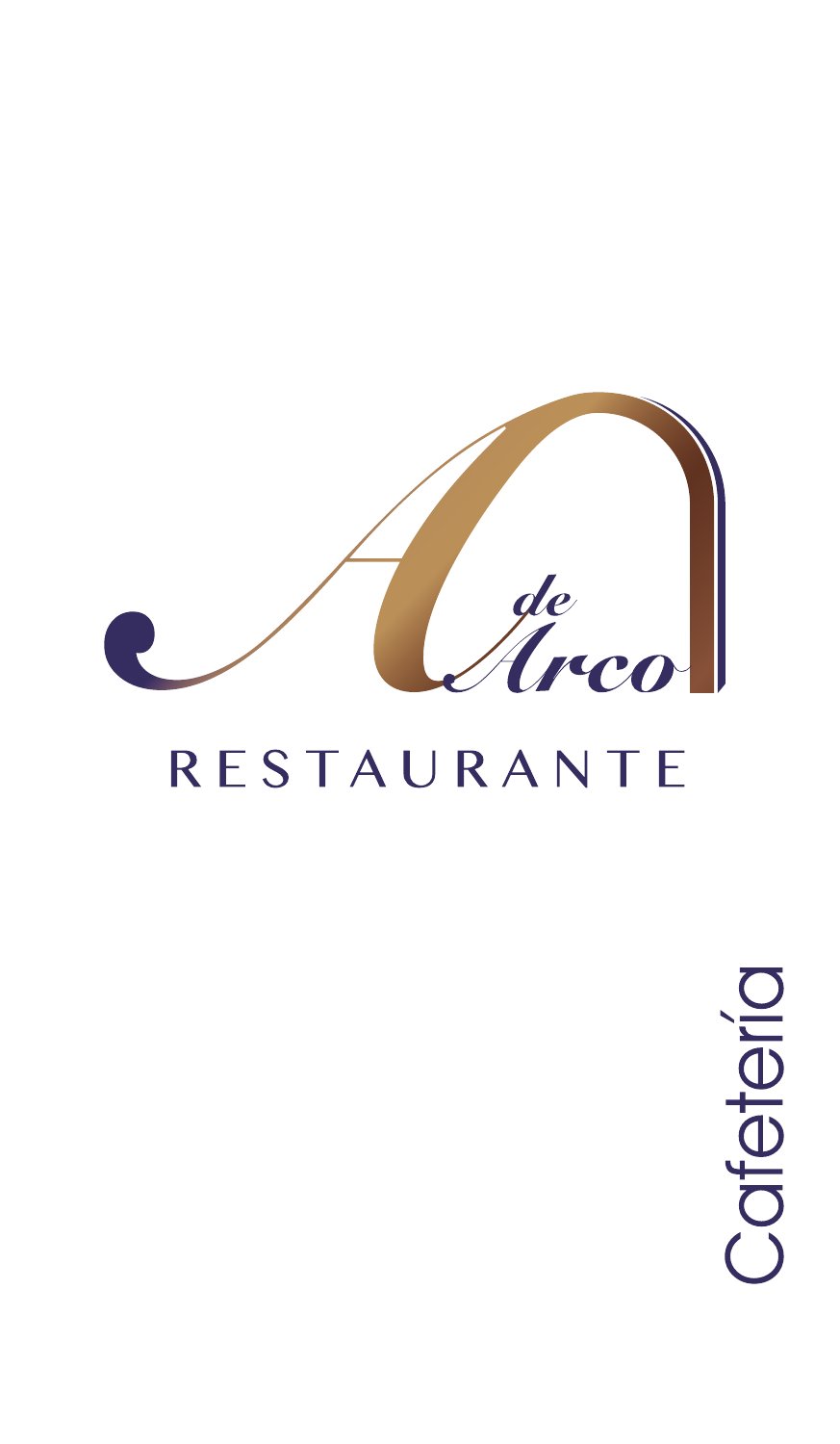# A de Arco

## RESTAURANTE

Cafetería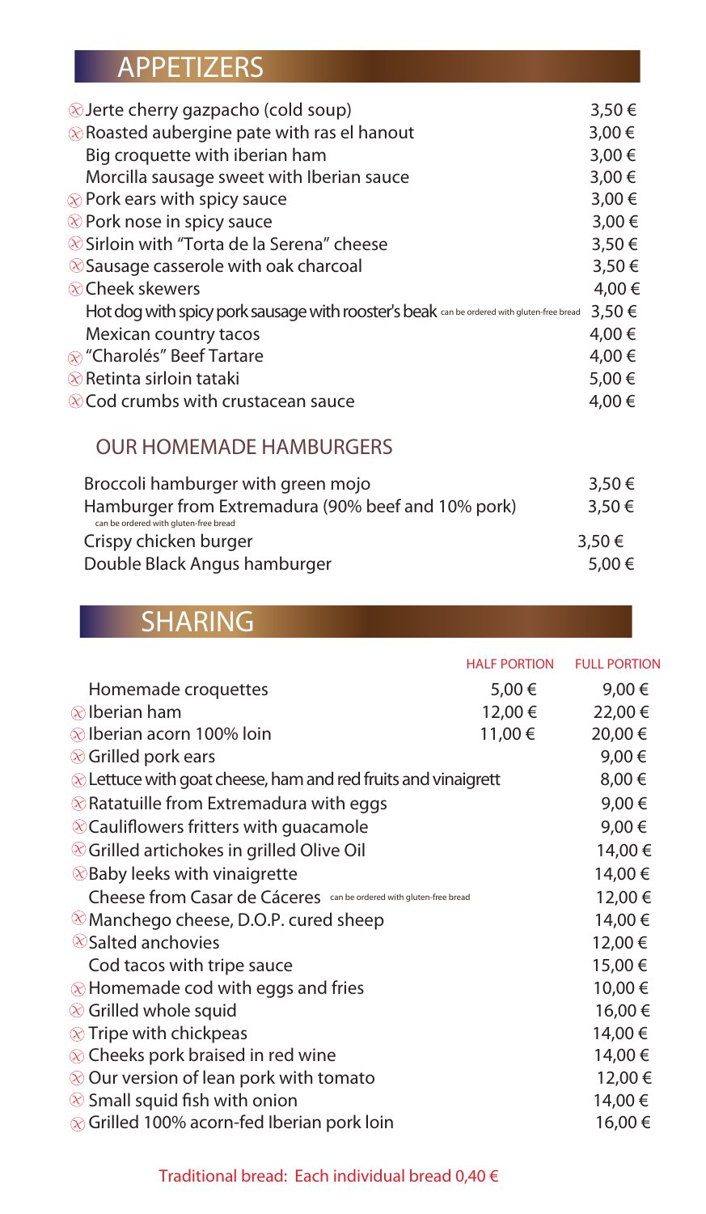# APPETIZERS

| Item | Price |
|---|---|
| ⊗ Jerte cherry gazpacho (cold soup) | 3,50 € |
| ⊗ Roasted aubergine pate with ras el hanout | 3,00 € |
| Big croquette with iberian ham | 3,00 € |
| Morcilla sausage sweet with Iberian sauce | 3,00 € |
| ⊗ Pork ears with spicy sauce | 3,00 € |
| ⊗ Pork nose in spicy sauce | 3,00 € |
| ⊗ Sirloin with "Torta de la Serena" cheese | 3,50 € |
| ⊗ Sausage casserole with oak charcoal | 3,50 € |
| ⊗ Cheek skewers | 4,00 € |
| Hot dog with spicy pork sausage with rooster's beak (can be ordered with gluten-free bread) | 3,50 € |
| Mexican country tacos | 4,00 € |
| ⊗ "Charolés" Beef Tartare | 4,00 € |
| ⊗ Retinta sirloin tataki | 5,00 € |
| ⊗ Cod crumbs with crustacean sauce | 4,00 € |

## OUR HOMEMADE HAMBURGERS

| Item | Price |
|---|---|
| Broccoli hamburger with green mojo | 3,50 € |
| Hamburger from Extremadura (90% beef and 10% pork) (can be ordered with gluten-free bread) | 3,50 € |
| Crispy chicken burger | 3,50 € |
| Double Black Angus hamburger | 5,00 € |

# SHARING

| Item | HALF PORTION | FULL PORTION |
|---|---|---|
| Homemade croquettes | 5,00 € | 9,00 € |
| ⊗ Iberian ham | 12,00 € | 22,00 € |
| ⊗ Iberian acorn 100% loin | 11,00 € | 20,00 € |
| ⊗ Grilled pork ears | | 9,00 € |
| ⊗ Lettuce with goat cheese, ham and red fruits and vinaigrett | | 8,00 € |
| ⊗ Ratatuille from Extremadura with eggs | | 9,00 € |
| ⊗ Cauliflowers fritters with guacamole | | 9,00 € |
| ⊗ Grilled artichokes in grilled Olive Oil | | 14,00 € |
| ⊗ Baby leeks with vinaigrette | | 14,00 € |
| Cheese from Casar de Cáceres (can be ordered with gluten-free bread) | | 12,00 € |
| ⊗ Manchego cheese, D.O.P. cured sheep | | 14,00 € |
| ⊗ Salted anchovies | | 12,00 € |
| Cod tacos with tripe sauce | | 15,00 € |
| ⊗ Homemade cod with eggs and fries | | 10,00 € |
| ⊗ Grilled whole squid | | 16,00 € |
| ⊗ Tripe with chickpeas | | 14,00 € |
| ⊗ Cheeks pork braised in red wine | | 14,00 € |
| ⊗ Our version of lean pork with tomato | | 12,00 € |
| ⊗ Small squid fish with onion | | 14,00 € |
| ⊗ Grilled 100% acorn-fed Iberian pork loin | | 16,00 € |

Traditional bread: Each individual bread 0,40 €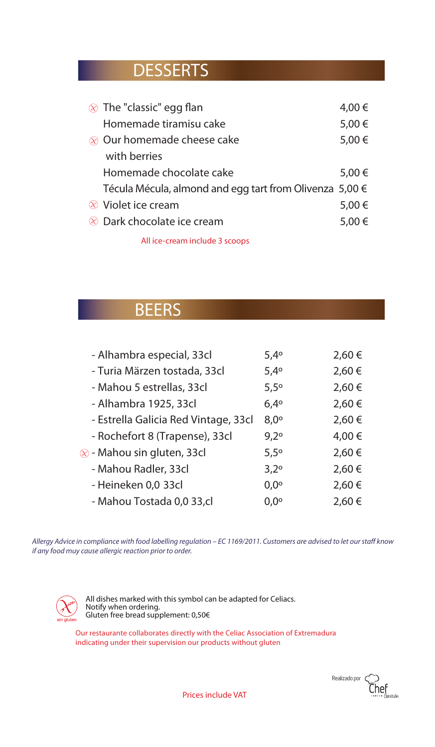## DESSERTS

| Item | Price |
|---|---|
| (sin gluten) The "classic" egg flan | 4,00 € |
| Homemade tiramisu cake | 5,00 € |
| (sin gluten) Our homemade cheese cake with berries | 5,00 € |
| Homemade chocolate cake | 5,00 € |
| Técula Mécula, almond and egg tart from Olivenza | 5,00 € |
| (sin gluten) Violet ice cream | 5,00 € |
| (sin gluten) Dark chocolate ice cream | 5,00 € |

All ice-cream include 3 scoops

## BEERS

| Beer | Alcohol | Price |
|---|---|---|
| - Alhambra especial, 33cl | 5,4º | 2,60 € |
| - Turia Märzen tostada, 33cl | 5,4º | 2,60 € |
| - Mahou 5 estrellas, 33cl | 5,5º | 2,60 € |
| - Alhambra 1925, 33cl | 6,4º | 2,60 € |
| - Estrella Galicia Red Vintage, 33cl | 8,0º | 2,60 € |
| - Rochefort 8 (Trapense), 33cl | 9,2º | 4,00 € |
| (sin gluten) - Mahou sin gluten, 33cl | 5,5º | 2,60 € |
| - Mahou Radler, 33cl | 3,2º | 2,60 € |
| - Heineken 0,0 33cl | 0,0º | 2,60 € |
| - Mahou Tostada 0,0 33,cl | 0,0º | 2,60 € |

*Allergy Advice in compliance with food labelling regulation – EC 1169/2011. Customers are advised to let our staff know if any food muy cause allergic reaction prior to order.*

sin gluten

All dishes marked with this symbol can be adapted for Celiacs.
Notify when ordering.
Gluten free bread supplement: 0,50€

Our restaurante collaborates directly with the Celiac Association of Extremadura indicating under their supervision our products without gluten

Prices include VAT

Realizado por Chef Gestión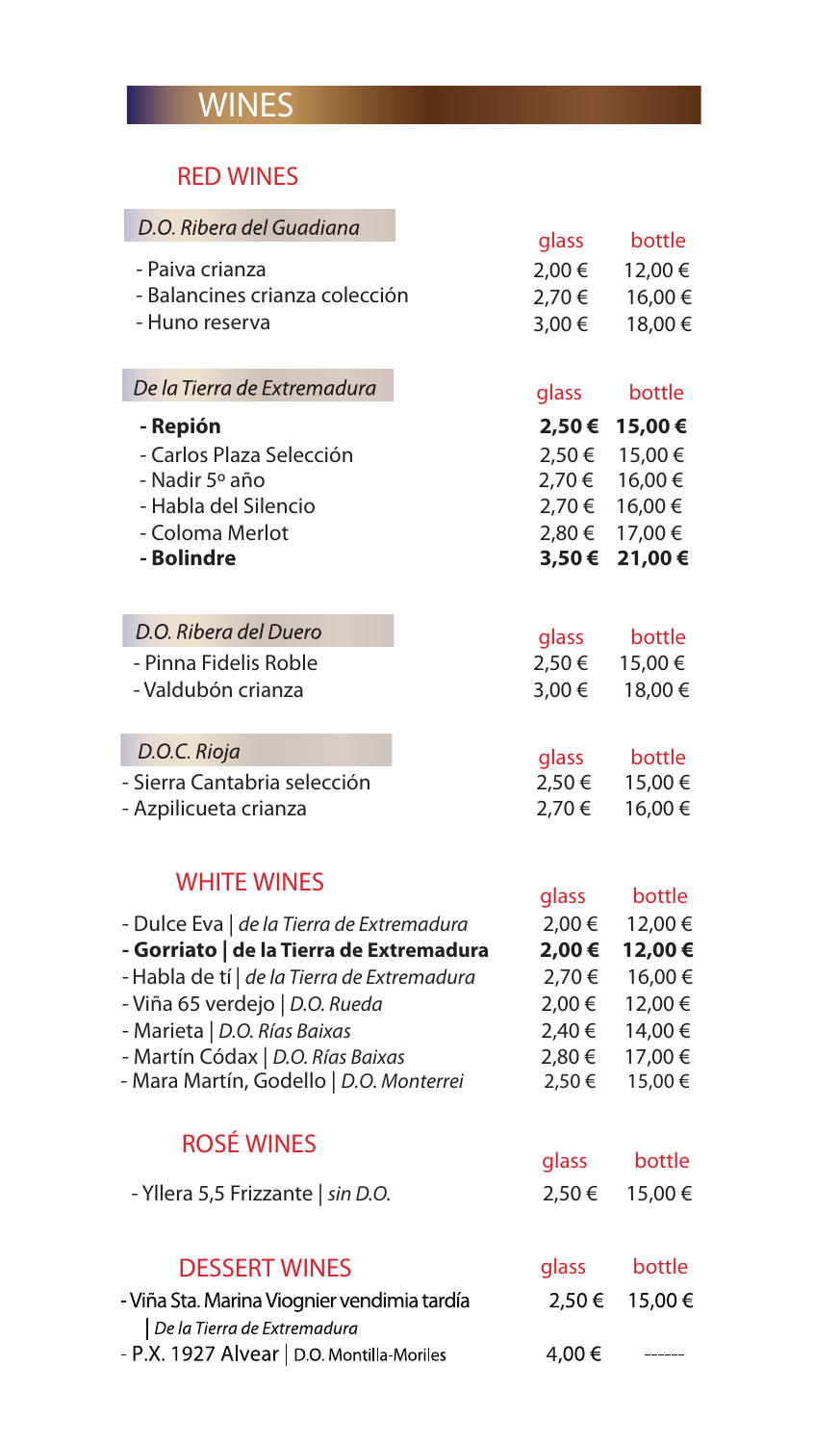# WINES

## RED WINES

| *D.O. Ribera del Guadiana* | glass | bottle |
|---|---|---|
| - Paiva crianza | 2,00 € | 12,00 € |
| - Balancines crianza colección | 2,70 € | 16,00 € |
| - Huno reserva | 3,00 € | 18,00 € |

| *De la Tierra de Extremadura* | glass | bottle |
|---|---|---|
| **- Repión** | **2,50 €** | **15,00 €** |
| - Carlos Plaza Selección | 2,50 € | 15,00 € |
| - Nadir 5º año | 2,70 € | 16,00 € |
| - Habla del Silencio | 2,70 € | 16,00 € |
| - Coloma Merlot | 2,80 € | 17,00 € |
| **- Bolindre** | **3,50 €** | **21,00 €** |

| *D.O. Ribera del Duero* | glass | bottle |
|---|---|---|
| - Pinna Fidelis Roble | 2,50 € | 15,00 € |
| - Valdubón crianza | 3,00 € | 18,00 € |

| *D.O.C. Rioja* | glass | bottle |
|---|---|---|
| - Sierra Cantabria selección | 2,50 € | 15,00 € |
| - Azpilicueta crianza | 2,70 € | 16,00 € |

## WHITE WINES

| | glass | bottle |
|---|---|---|
| - Dulce Eva \| *de la Tierra de Extremadura* | 2,00 € | 12,00 € |
| **- Gorriato \| de la Tierra de Extremadura** | **2,00 €** | **12,00 €** |
| - Habla de tí \| *de la Tierra de Extremadura* | 2,70 € | 16,00 € |
| - Viña 65 verdejo \| *D.O. Rueda* | 2,00 € | 12,00 € |
| - Marieta \| *D.O. Rías Baixas* | 2,40 € | 14,00 € |
| - Martín Códax \| *D.O. Rías Baixas* | 2,80 € | 17,00 € |
| - Mara Martín, Godello \| *D.O. Monterrei* | 2,50 € | 15,00 € |

## ROSÉ WINES

| | glass | bottle |
|---|---|---|
| - Yllera 5,5 Frizzante \| *sin D.O.* | 2,50 € | 15,00 € |

## DESSERT WINES

| | glass | bottle |
|---|---|---|
| - Viña Sta. Marina Viognier vendimia tardía \| *De la Tierra de Extremadura* | 2,50 € | 15,00 € |
| - P.X. 1927 Alvear \| D.O. Montilla-Moriles | 4,00 € | ------ |